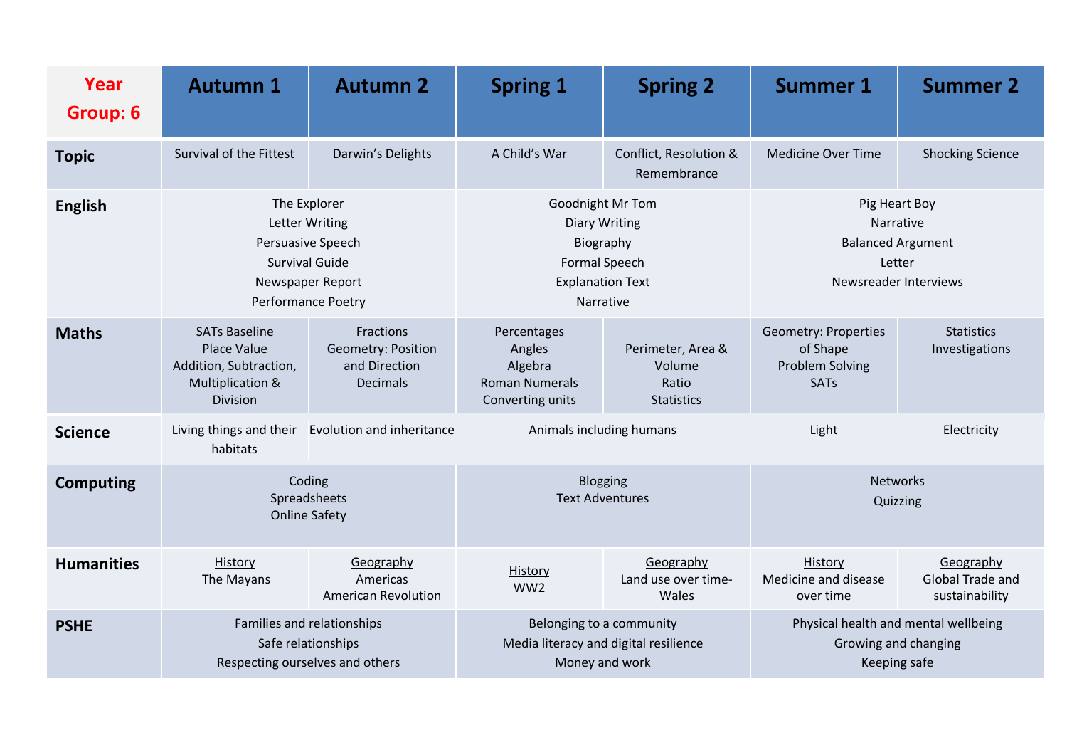| Year Group: 6 | Autumn 1 | Autumn 2 | Spring 1 | Spring 2 | Summer 1 | Summer 2 |
|---|---|---|---|---|---|---|
| **Topic** | Survival of the Fittest | Darwin's Delights | A Child's War | Conflict, Resolution & Remembrance | Medicine Over Time | Shocking Science |
| **English** | The Explorer<br>Letter Writing<br>Persuasive Speech<br>Survival Guide<br>Newspaper Report<br>Performance Poetry | | Goodnight Mr Tom<br>Diary Writing<br>Biography<br>Formal Speech<br>Explanation Text<br>Narrative | | Pig Heart Boy<br>Narrative<br>Balanced Argument<br>Letter<br>Newsreader Interviews | |
| **Maths** | SATs Baseline<br>Place Value<br>Addition, Subtraction, Multiplication & Division | Fractions<br>Geometry: Position and Direction<br>Decimals | Percentages<br>Angles<br>Algebra<br>Roman Numerals<br>Converting units | Perimeter, Area & Volume<br>Ratio<br>Statistics | Geometry: Properties of Shape<br>Problem Solving<br>SATs | Statistics<br>Investigations |
| **Science** | Living things and their habitats | Evolution and inheritance | Animals including humans | | Light | Electricity |
| **Computing** | Coding<br>Spreadsheets<br>Online Safety | | Blogging<br>Text Adventures | | Networks<br>Quizzing | |
| **Humanities** | History<br>The Mayans | Geography<br>Americas<br>American Revolution | History<br>WW2 | Geography<br>Land use over time-Wales | History<br>Medicine and disease over time | Geography<br>Global Trade and sustainability |
| **PSHE** | Families and relationships<br>Safe relationships<br>Respecting ourselves and others | | Belonging to a community<br>Media literacy and digital resilience<br>Money and work | | Physical health and mental wellbeing<br>Growing and changing<br>Keeping safe | |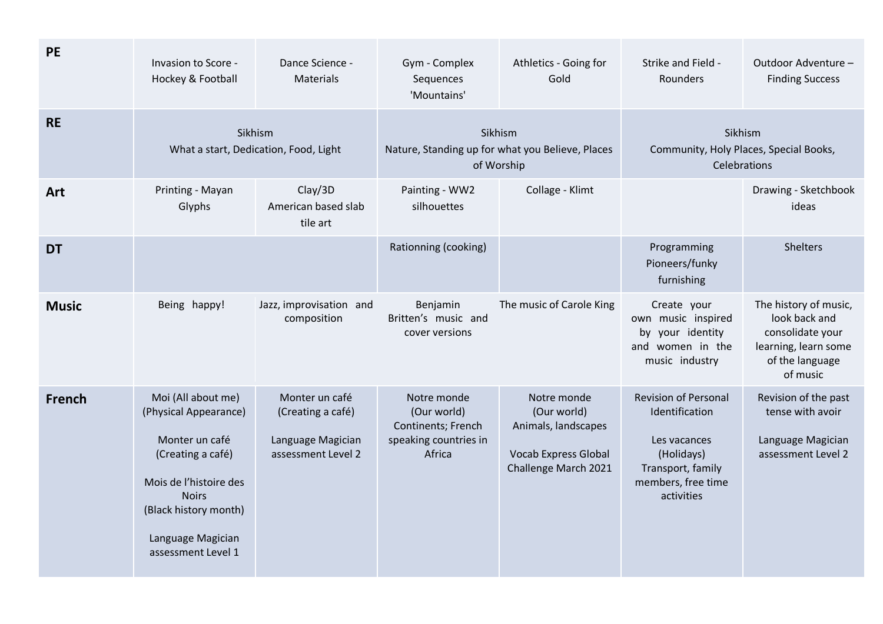| | | | | | | |
|---|---|---|---|---|---|---|
| **PE** | Invasion to Score - Hockey & Football | Dance Science - Materials | Gym - Complex Sequences 'Mountains' | Athletics - Going for Gold | Strike and Field - Rounders | Outdoor Adventure – Finding Success |
| **RE** | Sikhism<br>What a start, Dedication, Food, Light | | Sikhism<br>Nature, Standing up for what you Believe, Places of Worship | | Sikhism<br>Community, Holy Places, Special Books, Celebrations | |
| **Art** | Printing - Mayan Glyphs | Clay/3D<br>American based slab tile art | Painting - WW2 silhouettes | Collage - Klimt | | Drawing - Sketchbook ideas |
| **DT** | | | Rationning (cooking) | | Programming Pioneers/funky furnishing | Shelters |
| **Music** | Being happy! | Jazz, improvisation and composition | Benjamin Britten's music and cover versions | The music of Carole King | Create your own music inspired by your identity and women in the music industry | The history of music, look back and consolidate your learning, learn some of the language of music |
| **French** | Moi (All about me)<br>(Physical Appearance)<br><br>Monter un café<br>(Creating a café)<br><br>Mois de l'histoire des Noirs<br>(Black history month)<br><br>Language Magician assessment Level 1 | Monter un café<br>(Creating a café)<br><br>Language Magician assessment Level 2 | Notre monde<br>(Our world)<br>Continents; French speaking countries in Africa | Notre monde<br>(Our world)<br>Animals, landscapes<br><br>Vocab Express Global Challenge March 2021 | Revision of Personal Identification<br><br>Les vacances<br>(Holidays)<br>Transport, family members, free time activities | Revision of the past tense with avoir<br><br>Language Magician assessment Level 2 |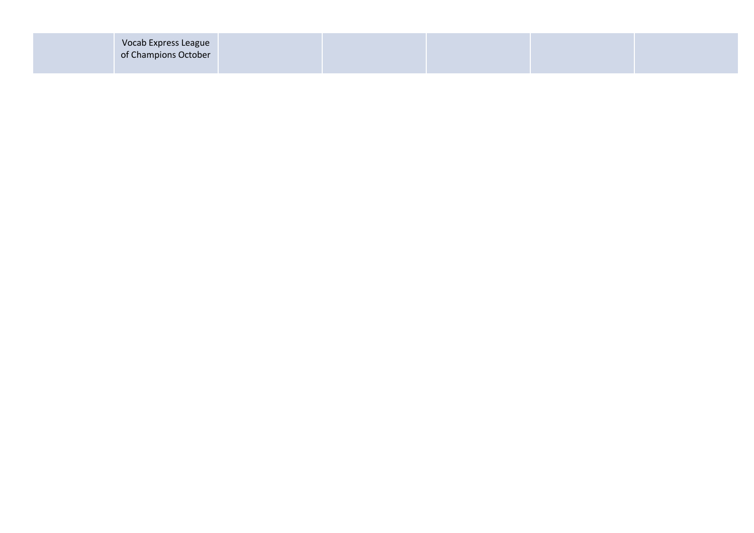| | | | | | | |
|---|---|---|---|---|---|---|
| | Vocab Express League of Champions October | | | | | |